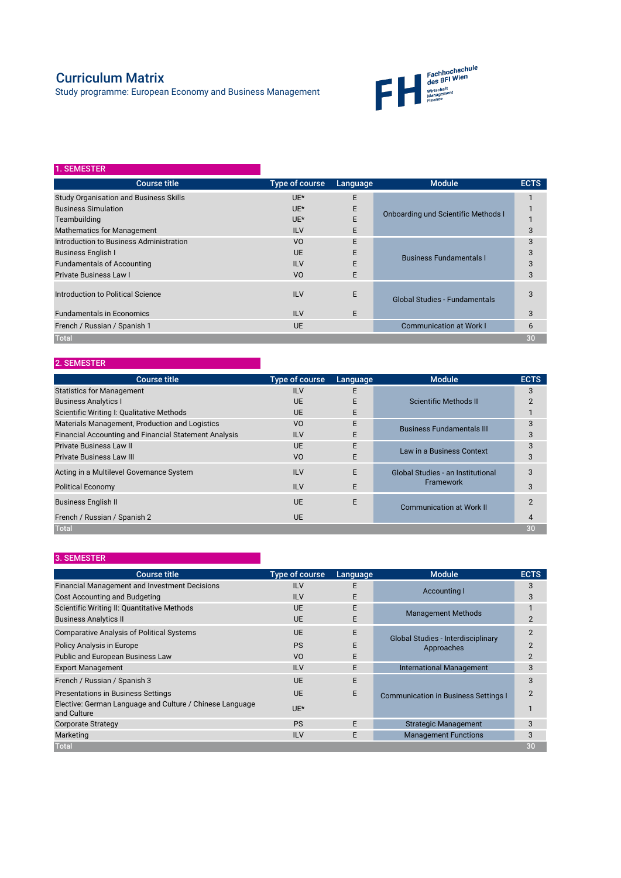# Curriculum Matrix

Study programme: European Economy and Business Management

## 1. SEMESTER

| Course title | Type of course | Language | Module | ECTS |
|---|---|---|---|---|
| Study Organisation and Business Skills | UE* | E | Onboarding und Scientific Methods I | 1 |
| Business Simulation | UE* | E | | 1 |
| Teambuilding | UE* | E | | 1 |
| Mathematics for Management | ILV | E | | 3 |
| Introduction to Business Administration | VO | E | Business Fundamentals I | 3 |
| Business English I | UE | E | | 3 |
| Fundamentals of Accounting | ILV | E | | 3 |
| Private Business Law I | VO | E | | 3 |
| Introduction to Political Science | ILV | E | Global Studies - Fundamentals | 3 |
| Fundamentals in Economics | ILV | E | | 3 |
| French / Russian / Spanish 1 | UE | | Communication at Work I | 6 |
| Total | | | | 30 |

## 2. SEMESTER

| Course title | Type of course | Language | Module | ECTS |
|---|---|---|---|---|
| Statistics for Management | ILV | E | Scientific Methods II | 3 |
| Business Analytics I | UE | E | | 2 |
| Scientific Writing I: Qualitative Methods | UE | E | | 1 |
| Materials Management, Production and Logistics | VO | E | Business Fundamentals III | 3 |
| Financial Accounting and Financial Statement Analysis | ILV | E | | 3 |
| Private Business Law II | UE | E | Law in a Business Context | 3 |
| Private Business Law III | VO | E | | 3 |
| Acting in a Multilevel Governance System | ILV | E | Global Studies - an Institutional Framework | 3 |
| Political Economy | ILV | E | | 3 |
| Business English II | UE | E | Communication at Work II | 2 |
| French / Russian / Spanish 2 | UE | | | 4 |
| Total | | | | 30 |

## 3. SEMESTER

| Course title | Type of course | Language | Module | ECTS |
|---|---|---|---|---|
| Financial Management and Investment Decisions | ILV | E | Accounting I | 3 |
| Cost Accounting and Budgeting | ILV | E | | 3 |
| Scientific Writing II: Quantitative Methods | UE | E | Management Methods | 1 |
| Business Analytics II | UE | E | | 2 |
| Comparative Analysis of Political Systems | UE | E | Global Studies - Interdisciplinary Approaches | 2 |
| Policy Analysis in Europe | PS | E | | 2 |
| Public and European Business Law | VO | E | | 2 |
| Export Management | ILV | E | International Management | 3 |
| French / Russian / Spanish 3 | UE | E | Communication in Business Settings I | 3 |
| Presentations in Business Settings | UE | E | | 2 |
| Elective: German Language and Culture / Chinese Language and Culture | UE* | | | 1 |
| Corporate Strategy | PS | E | Strategic Management | 3 |
| Marketing | ILV | E | Management Functions | 3 |
| Total | | | | 30 |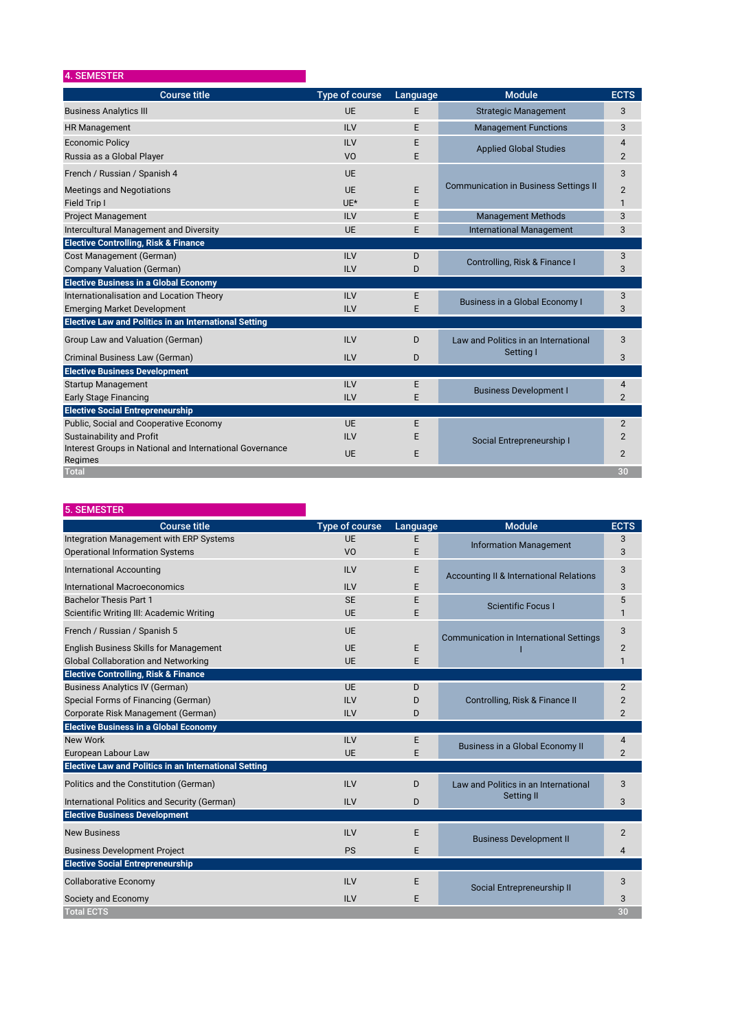## 4. SEMESTER

| Course title | Type of course | Language | Module | ECTS |
|---|---|---|---|---|
| Business Analytics III | UE | E | Strategic Management | 3 |
| HR Management | ILV | E | Management Functions | 3 |
| Economic Policy | ILV | E | Applied Global Studies | 4 |
| Russia as a Global Player | VO | E | | 2 |
| French / Russian / Spanish 4 | UE | | Communication in Business Settings II | 3 |
| Meetings and Negotiations | UE | E | | 2 |
| Field Trip I | UE* | E | | 1 |
| Project Management | ILV | E | Management Methods | 3 |
| Intercultural Management and Diversity | UE | E | International Management | 3 |
| **Elective Controlling, Risk & Finance** | | | | |
| Cost Management (German) | ILV | D | Controlling, Risk & Finance I | 3 |
| Company Valuation (German) | ILV | D | | 3 |
| **Elective Business in a Global Economy** | | | | |
| Internationalisation and Location Theory | ILV | E | Business in a Global Economy I | 3 |
| Emerging Market Development | ILV | E | | 3 |
| **Elective Law and Politics in an International Setting** | | | | |
| Group Law and Valuation (German) | ILV | D | Law and Politics in an International Setting I | 3 |
| Criminal Business Law (German) | ILV | D | | 3 |
| **Elective Business Development** | | | | |
| Startup Management | ILV | E | Business Development I | 4 |
| Early Stage Financing | ILV | E | | 2 |
| **Elective Social Entrepreneurship** | | | | |
| Public, Social and Cooperative Economy | UE | E | Social Entrepreneurship I | 2 |
| Sustainability and Profit | ILV | E | | 2 |
| Interest Groups in National and International Governance Regimes | UE | E | | 2 |
| **Total** | | | | **30** |

## 5. SEMESTER

| Course title | Type of course | Language | Module | ECTS |
|---|---|---|---|---|
| Integration Management with ERP Systems | UE | E | Information Management | 3 |
| Operational Information Systems | VO | E | | 3 |
| International Accounting | ILV | E | Accounting II & International Relations | 3 |
| International Macroeconomics | ILV | E | | 3 |
| Bachelor Thesis Part 1 | SE | E | Scientific Focus I | 5 |
| Scientific Writing III: Academic Writing | UE | E | | 1 |
| French / Russian / Spanish 5 | UE | | Communication in International Settings I | 3 |
| English Business Skills for Management | UE | E | | 2 |
| Global Collaboration and Networking | UE | E | | 1 |
| **Elective Controlling, Risk & Finance** | | | | |
| Business Analytics IV (German) | UE | D | Controlling, Risk & Finance II | 2 |
| Special Forms of Financing (German) | ILV | D | | 2 |
| Corporate Risk Management (German) | ILV | D | | 2 |
| **Elective Business in a Global Economy** | | | | |
| New Work | ILV | E | Business in a Global Economy II | 4 |
| European Labour Law | UE | E | | 2 |
| **Elective Law and Politics in an International Setting** | | | | |
| Politics and the Constitution (German) | ILV | D | Law and Politics in an International Setting II | 3 |
| International Politics and Security (German) | ILV | D | | 3 |
| **Elective Business Development** | | | | |
| New Business | ILV | E | Business Development II | 2 |
| Business Development Project | PS | E | | 4 |
| **Elective Social Entrepreneurship** | | | | |
| Collaborative Economy | ILV | E | Social Entrepreneurship II | 3 |
| Society and Economy | ILV | E | | 3 |
| **Total ECTS** | | | | **30** |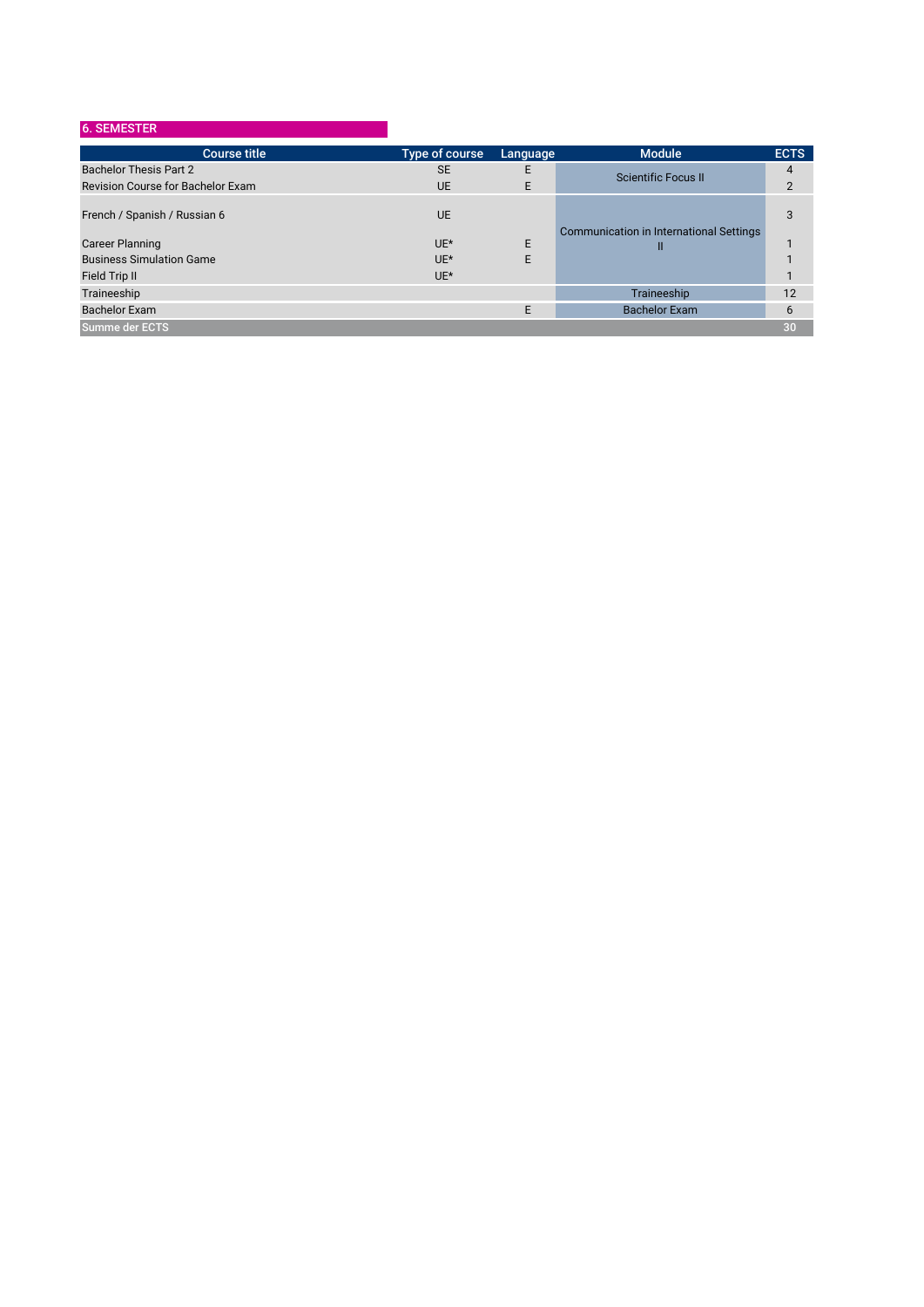## 6. SEMESTER

| Course title | Type of course | Language | Module | ECTS |
|---|---|---|---|---|
| Bachelor Thesis Part 2 | SE | E | Scientific Focus II | 4 |
| Revision Course for Bachelor Exam | UE | E | | 2 |
| French / Spanish / Russian 6 | UE | | Communication in International Settings II | 3 |
| Career Planning | UE* | E | | 1 |
| Business Simulation Game | UE* | E | | 1 |
| Field Trip II | UE* | | | 1 |
| Traineeship | | | Traineeship | 12 |
| Bachelor Exam | | E | Bachelor Exam | 6 |
| Summe der ECTS | | | | 30 |